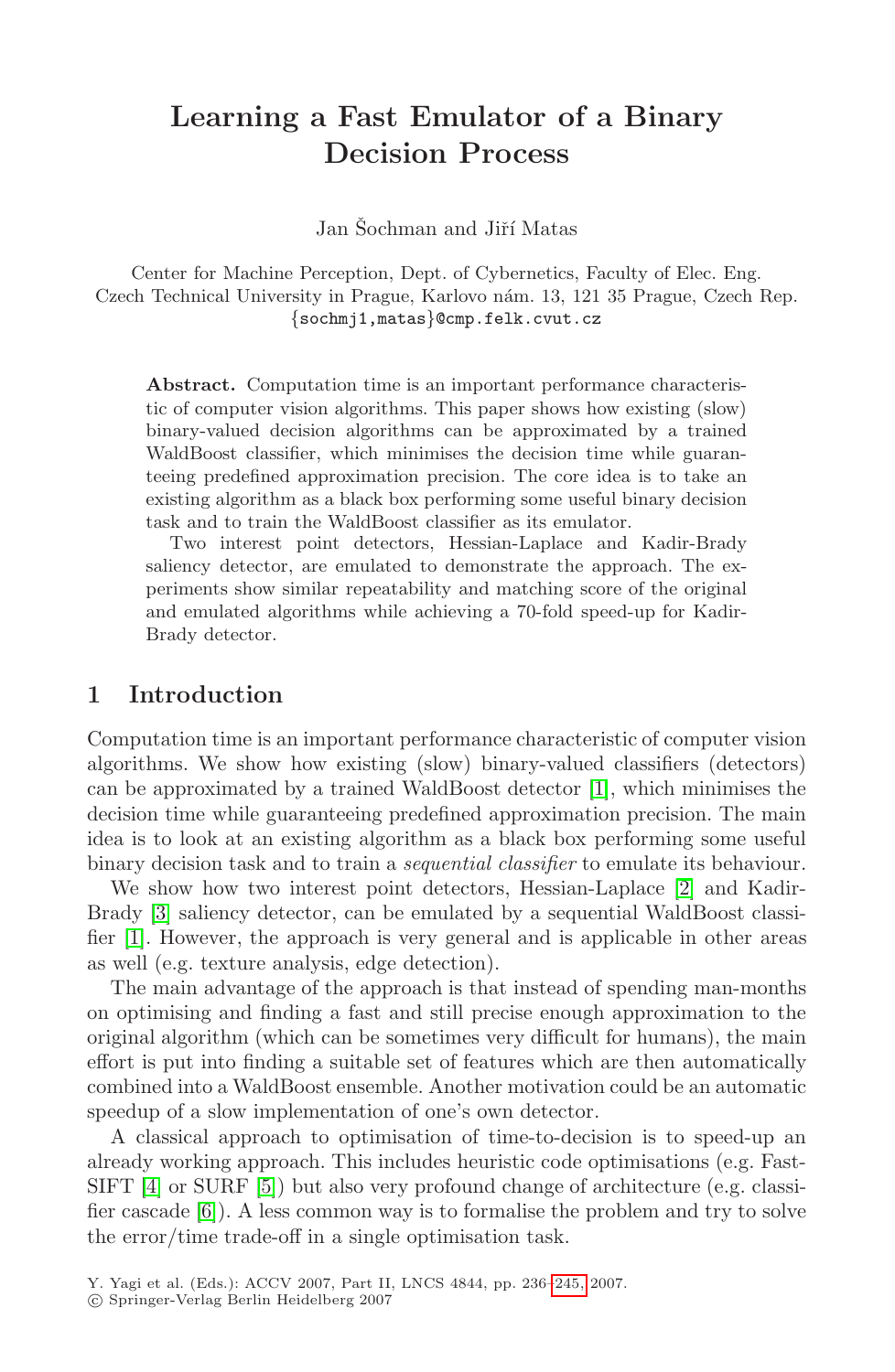# Learning a Fast Emulator of a Binary Decision Process

Jan Šochman and Jiří Matas

Center for Machine Perception, Dept. of Cybernetics, Faculty of Elec. Eng.
Czech Technical University in Prague, Karlovo nám. 13, 121 35 Prague, Czech Rep.
{sochmj1,matas}@cmp.felk.cvut.cz

**Abstract.** Computation time is an important performance characteristic of computer vision algorithms. This paper shows how existing (slow) binary-valued decision algorithms can be approximated by a trained WaldBoost classifier, which minimises the decision time while guaranteeing predefined approximation precision. The core idea is to take an existing algorithm as a black box performing some useful binary decision task and to train the WaldBoost classifier as its emulator.

Two interest point detectors, Hessian-Laplace and Kadir-Brady saliency detector, are emulated to demonstrate the approach. The experiments show similar repeatability and matching score of the original and emulated algorithms while achieving a 70-fold speed-up for Kadir-Brady detector.

## 1 Introduction

Computation time is an important performance characteristic of computer vision algorithms. We show how existing (slow) binary-valued classifiers (detectors) can be approximated by a trained WaldBoost detector [1], which minimises the decision time while guaranteeing predefined approximation precision. The main idea is to look at an existing algorithm as a black box performing some useful binary decision task and to train a *sequential classifier* to emulate its behaviour.

We show how two interest point detectors, Hessian-Laplace [2] and Kadir-Brady [3] saliency detector, can be emulated by a sequential WaldBoost classifier [1]. However, the approach is very general and is applicable in other areas as well (e.g. texture analysis, edge detection).

The main advantage of the approach is that instead of spending man-months on optimising and finding a fast and still precise enough approximation to the original algorithm (which can be sometimes very difficult for humans), the main effort is put into finding a suitable set of features which are then automatically combined into a WaldBoost ensemble. Another motivation could be an automatic speedup of a slow implementation of one's own detector.

A classical approach to optimisation of time-to-decision is to speed-up an already working approach. This includes heuristic code optimisations (e.g. Fast-SIFT [4] or SURF [5]) but also very profound change of architecture (e.g. classifier cascade [6]). A less common way is to formalise the problem and try to solve the error/time trade-off in a single optimisation task.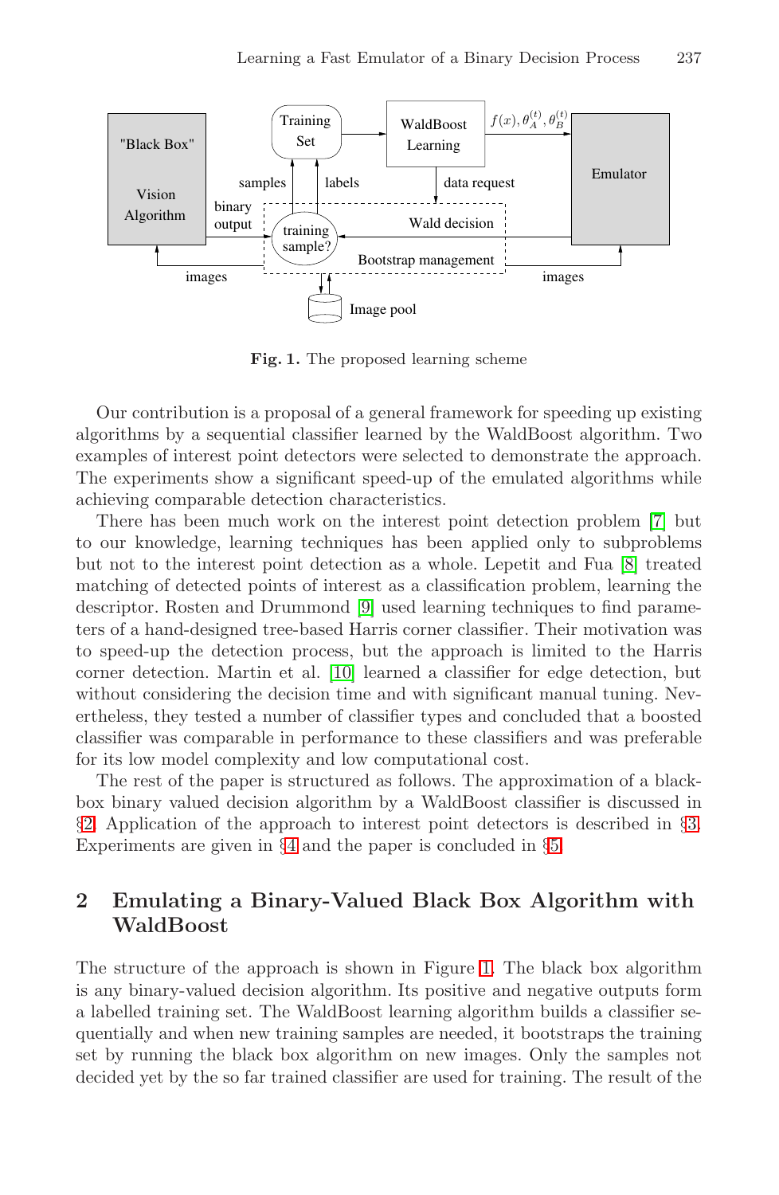"Black Box"

Vision Algorithm

Training Set

WaldBoost Learning

$f(x), \theta_A^{(t)}, \theta_B^{(t)}$

Emulator

samples

labels

data request

binary output

training sample?

Wald decision

Bootstrap management

images

images

Image pool

**Fig. 1.** The proposed learning scheme

Our contribution is a proposal of a general framework for speeding up existing algorithms by a sequential classifier learned by the WaldBoost algorithm. Two examples of interest point detectors were selected to demonstrate the approach. The experiments show a significant speed-up of the emulated algorithms while achieving comparable detection characteristics.

There has been much work on the interest point detection problem [7] but to our knowledge, learning techniques has been applied only to subproblems but not to the interest point detection as a whole. Lepetit and Fua [8] treated matching of detected points of interest as a classification problem, learning the descriptor. Rosten and Drummond [9] used learning techniques to find parameters of a hand-designed tree-based Harris corner classifier. Their motivation was to speed-up the detection process, but the approach is limited to the Harris corner detection. Martin et al. [10] learned a classifier for edge detection, but without considering the decision time and with significant manual tuning. Nevertheless, they tested a number of classifier types and concluded that a boosted classifier was comparable in performance to these classifiers and was preferable for its low model complexity and low computational cost.

The rest of the paper is structured as follows. The approximation of a black-box binary valued decision algorithm by a WaldBoost classifier is discussed in §2. Application of the approach to interest point detectors is described in §3. Experiments are given in §4 and the paper is concluded in §5.

## 2 Emulating a Binary-Valued Black Box Algorithm with WaldBoost

The structure of the approach is shown in Figure 1. The black box algorithm is any binary-valued decision algorithm. Its positive and negative outputs form a labelled training set. The WaldBoost learning algorithm builds a classifier sequentially and when new training samples are needed, it bootstraps the training set by running the black box algorithm on new images. Only the samples not decided yet by the so far trained classifier are used for training. The result of the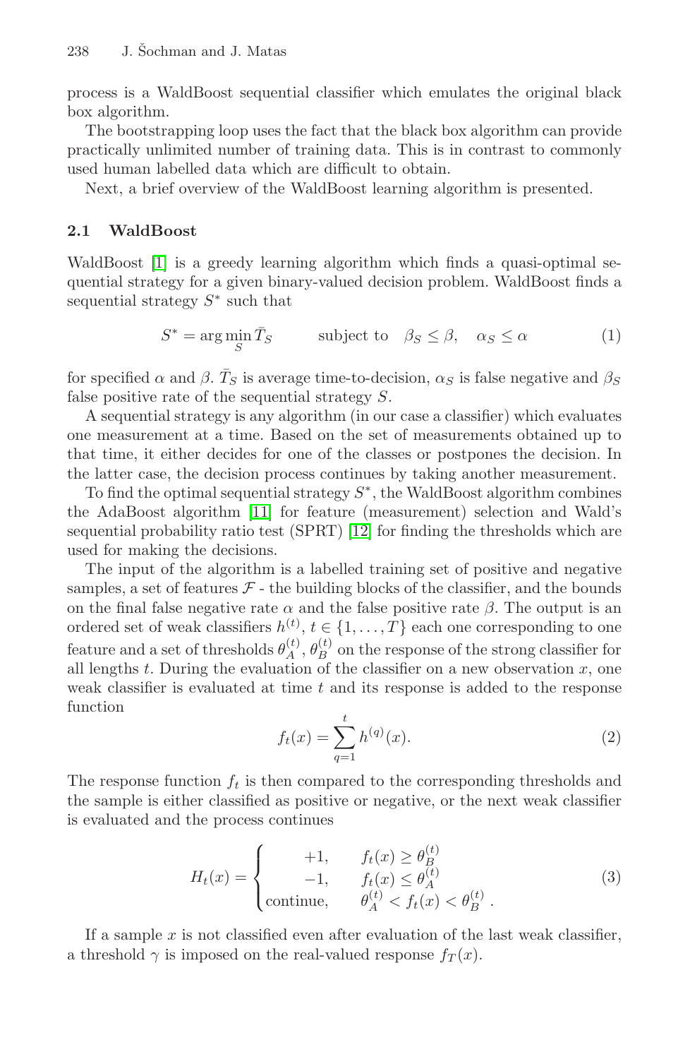process is a WaldBoost sequential classifier which emulates the original black box algorithm.

The bootstrapping loop uses the fact that the black box algorithm can provide practically unlimited number of training data. This is in contrast to commonly used human labelled data which are difficult to obtain.

Next, a brief overview of the WaldBoost learning algorithm is presented.

### 2.1 WaldBoost

WaldBoost [1] is a greedy learning algorithm which finds a quasi-optimal sequential strategy for a given binary-valued decision problem. WaldBoost finds a sequential strategy $S^*$ such that

$$S^* = \arg\min_S \bar{T}_S \qquad \text{subject to} \quad \beta_S \leq \beta, \quad \alpha_S \leq \alpha \tag{1}$$

for specified $\alpha$ and $\beta$. $\bar{T}_S$ is average time-to-decision, $\alpha_S$ is false negative and $\beta_S$ false positive rate of the sequential strategy $S$.

A sequential strategy is any algorithm (in our case a classifier) which evaluates one measurement at a time. Based on the set of measurements obtained up to that time, it either decides for one of the classes or postpones the decision. In the latter case, the decision process continues by taking another measurement.

To find the optimal sequential strategy $S^*$, the WaldBoost algorithm combines the AdaBoost algorithm [11] for feature (measurement) selection and Wald's sequential probability ratio test (SPRT) [12] for finding the thresholds which are used for making the decisions.

The input of the algorithm is a labelled training set of positive and negative samples, a set of features $\mathcal{F}$ - the building blocks of the classifier, and the bounds on the final false negative rate $\alpha$ and the false positive rate $\beta$. The output is an ordered set of weak classifiers $h^{(t)}$, $t \in \{1, \ldots, T\}$ each one corresponding to one feature and a set of thresholds $\theta_A^{(t)}, \theta_B^{(t)}$ on the response of the strong classifier for all lengths $t$. During the evaluation of the classifier on a new observation $x$, one weak classifier is evaluated at time $t$ and its response is added to the response function

$$f_t(x) = \sum_{q=1}^{t} h^{(q)}(x). \tag{2}$$

The response function $f_t$ is then compared to the corresponding thresholds and the sample is either classified as positive or negative, or the next weak classifier is evaluated and the process continues

$$H_t(x) = \begin{cases} +1, & f_t(x) \geq \theta_B^{(t)} \\ -1, & f_t(x) \leq \theta_A^{(t)} \\ \text{continue}, & \theta_A^{(t)} < f_t(x) < \theta_B^{(t)} \end{cases}. \tag{3}$$

If a sample $x$ is not classified even after evaluation of the last weak classifier, a threshold $\gamma$ is imposed on the real-valued response $f_T(x)$.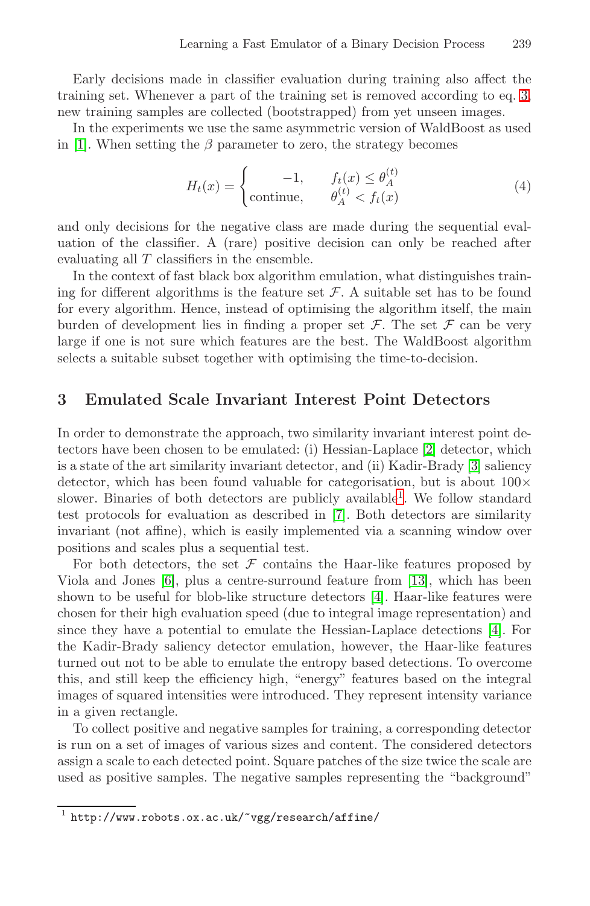Early decisions made in classifier evaluation during training also affect the training set. Whenever a part of the training set is removed according to eq. 3, new training samples are collected (bootstrapped) from yet unseen images.

In the experiments we use the same asymmetric version of WaldBoost as used in [1]. When setting the $\beta$ parameter to zero, the strategy becomes

$$H_t(x) = \begin{cases} -1, & f_t(x) \leq \theta_A^{(t)} \\ \text{continue}, & \theta_A^{(t)} < f_t(x) \end{cases} \tag{4}$$

and only decisions for the negative class are made during the sequential evaluation of the classifier. A (rare) positive decision can only be reached after evaluating all $T$ classifiers in the ensemble.

In the context of fast black box algorithm emulation, what distinguishes training for different algorithms is the feature set $\mathcal{F}$. A suitable set has to be found for every algorithm. Hence, instead of optimising the algorithm itself, the main burden of development lies in finding a proper set $\mathcal{F}$. The set $\mathcal{F}$ can be very large if one is not sure which features are the best. The WaldBoost algorithm selects a suitable subset together with optimising the time-to-decision.

## 3 Emulated Scale Invariant Interest Point Detectors

In order to demonstrate the approach, two similarity invariant interest point detectors have been chosen to be emulated: (i) Hessian-Laplace [2] detector, which is a state of the art similarity invariant detector, and (ii) Kadir-Brady [3] saliency detector, which has been found valuable for categorisation, but is about $100\times$ slower. Binaries of both detectors are publicly available[1]. We follow standard test protocols for evaluation as described in [7]. Both detectors are similarity invariant (not affine), which is easily implemented via a scanning window over positions and scales plus a sequential test.

For both detectors, the set $\mathcal{F}$ contains the Haar-like features proposed by Viola and Jones [6], plus a centre-surround feature from [13], which has been shown to be useful for blob-like structure detectors [4]. Haar-like features were chosen for their high evaluation speed (due to integral image representation) and since they have a potential to emulate the Hessian-Laplace detections [4]. For the Kadir-Brady saliency detector emulation, however, the Haar-like features turned out not to be able to emulate the entropy based detections. To overcome this, and still keep the efficiency high, "energy" features based on the integral images of squared intensities were introduced. They represent intensity variance in a given rectangle.

To collect positive and negative samples for training, a corresponding detector is run on a set of images of various sizes and content. The considered detectors assign a scale to each detected point. Square patches of the size twice the scale are used as positive samples. The negative samples representing the "background"

[1] http://www.robots.ox.ac.uk/~vgg/research/affine/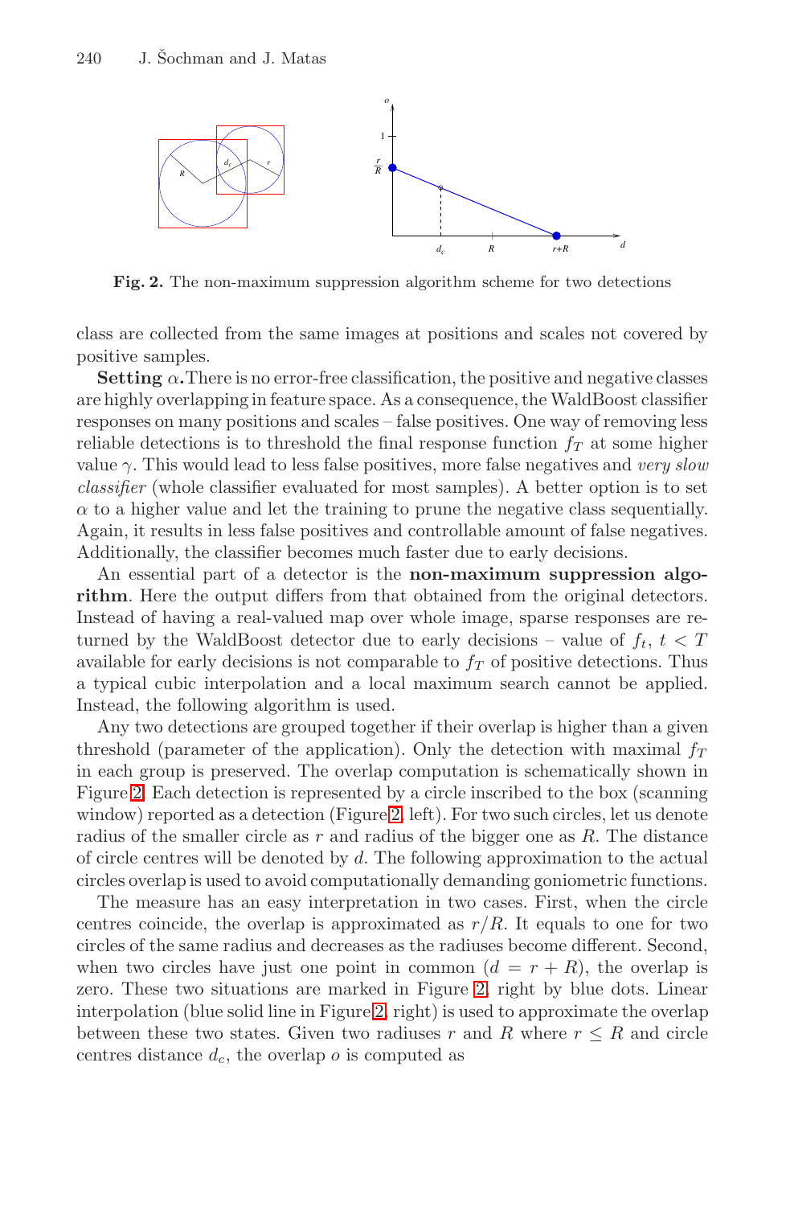o

1

$\frac{r}{R}$

$d_c$ R $r{+}R$ d

R $d_c$ r

**Fig. 2.** The non-maximum suppression algorithm scheme for two detections

class are collected from the same images at positions and scales not covered by positive samples.

**Setting $\alpha$.** There is no error-free classification, the positive and negative classes are highly overlapping in feature space. As a consequence, the WaldBoost classifier responses on many positions and scales – false positives. One way of removing less reliable detections is to threshold the final response function $f_T$ at some higher value $\gamma$. This would lead to less false positives, more false negatives and *very slow classifier* (whole classifier evaluated for most samples). A better option is to set $\alpha$ to a higher value and let the training to prune the negative class sequentially. Again, it results in less false positives and controllable amount of false negatives. Additionally, the classifier becomes much faster due to early decisions.

An essential part of a detector is the **non-maximum suppression algorithm**. Here the output differs from that obtained from the original detectors. Instead of having a real-valued map over whole image, sparse responses are returned by the WaldBoost detector due to early decisions – value of $f_t$, $t < T$ available for early decisions is not comparable to $f_T$ of positive detections. Thus a typical cubic interpolation and a local maximum search cannot be applied. Instead, the following algorithm is used.

Any two detections are grouped together if their overlap is higher than a given threshold (parameter of the application). Only the detection with maximal $f_T$ in each group is preserved. The overlap computation is schematically shown in Figure 2. Each detection is represented by a circle inscribed to the box (scanning window) reported as a detection (Figure 2, left). For two such circles, let us denote radius of the smaller circle as $r$ and radius of the bigger one as $R$. The distance of circle centres will be denoted by $d$. The following approximation to the actual circles overlap is used to avoid computationally demanding goniometric functions.

The measure has an easy interpretation in two cases. First, when the circle centres coincide, the overlap is approximated as $r/R$. It equals to one for two circles of the same radius and decreases as the radiuses become different. Second, when two circles have just one point in common ($d = r + R$), the overlap is zero. These two situations are marked in Figure 2, right by blue dots. Linear interpolation (blue solid line in Figure 2, right) is used to approximate the overlap between these two states. Given two radiuses $r$ and $R$ where $r \leq R$ and circle centres distance $d_c$, the overlap $o$ is computed as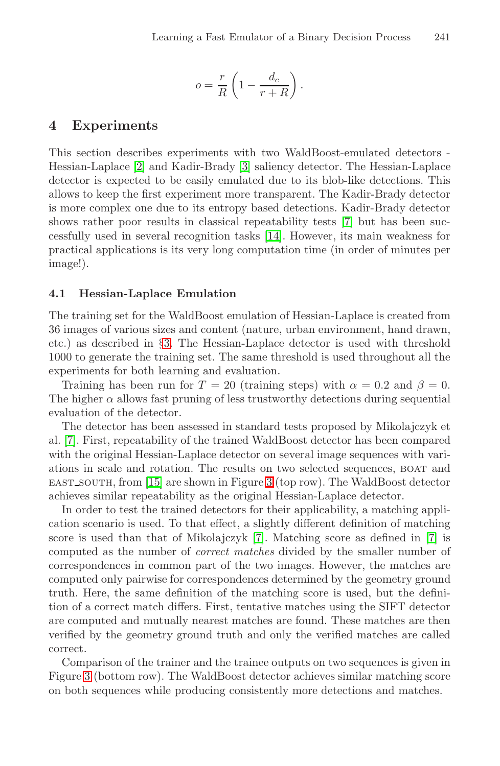$$o = \frac{r}{R}\left(1 - \frac{d_c}{r+R}\right).$$

## 4 Experiments

This section describes experiments with two WaldBoost-emulated detectors - Hessian-Laplace [2] and Kadir-Brady [3] saliency detector. The Hessian-Laplace detector is expected to be easily emulated due to its blob-like detections. This allows to keep the first experiment more transparent. The Kadir-Brady detector is more complex one due to its entropy based detections. Kadir-Brady detector shows rather poor results in classical repeatability tests [7] but has been successfully used in several recognition tasks [14]. However, its main weakness for practical applications is its very long computation time (in order of minutes per image!).

### 4.1 Hessian-Laplace Emulation

The training set for the WaldBoost emulation of Hessian-Laplace is created from 36 images of various sizes and content (nature, urban environment, hand drawn, etc.) as described in §3. The Hessian-Laplace detector is used with threshold 1000 to generate the training set. The same threshold is used throughout all the experiments for both learning and evaluation.

Training has been run for $T = 20$ (training steps) with $\alpha = 0.2$ and $\beta = 0$. The higher $\alpha$ allows fast pruning of less trustworthy detections during sequential evaluation of the detector.

The detector has been assessed in standard tests proposed by Mikolajczyk et al. [7]. First, repeatability of the trained WaldBoost detector has been compared with the original Hessian-Laplace detector on several image sequences with variations in scale and rotation. The results on two selected sequences, BOAT and EAST_SOUTH, from [15] are shown in Figure 3 (top row). The WaldBoost detector achieves similar repeatability as the original Hessian-Laplace detector.

In order to test the trained detectors for their applicability, a matching application scenario is used. To that effect, a slightly different definition of matching score is used than that of Mikolajczyk [7]. Matching score as defined in [7] is computed as the number of *correct matches* divided by the smaller number of correspondences in common part of the two images. However, the matches are computed only pairwise for correspondences determined by the geometry ground truth. Here, the same definition of the matching score is used, but the definition of a correct match differs. First, tentative matches using the SIFT detector are computed and mutually nearest matches are found. These matches are then verified by the geometry ground truth and only the verified matches are called correct.

Comparison of the trainer and the trainee outputs on two sequences is given in Figure 3 (bottom row). The WaldBoost detector achieves similar matching score on both sequences while producing consistently more detections and matches.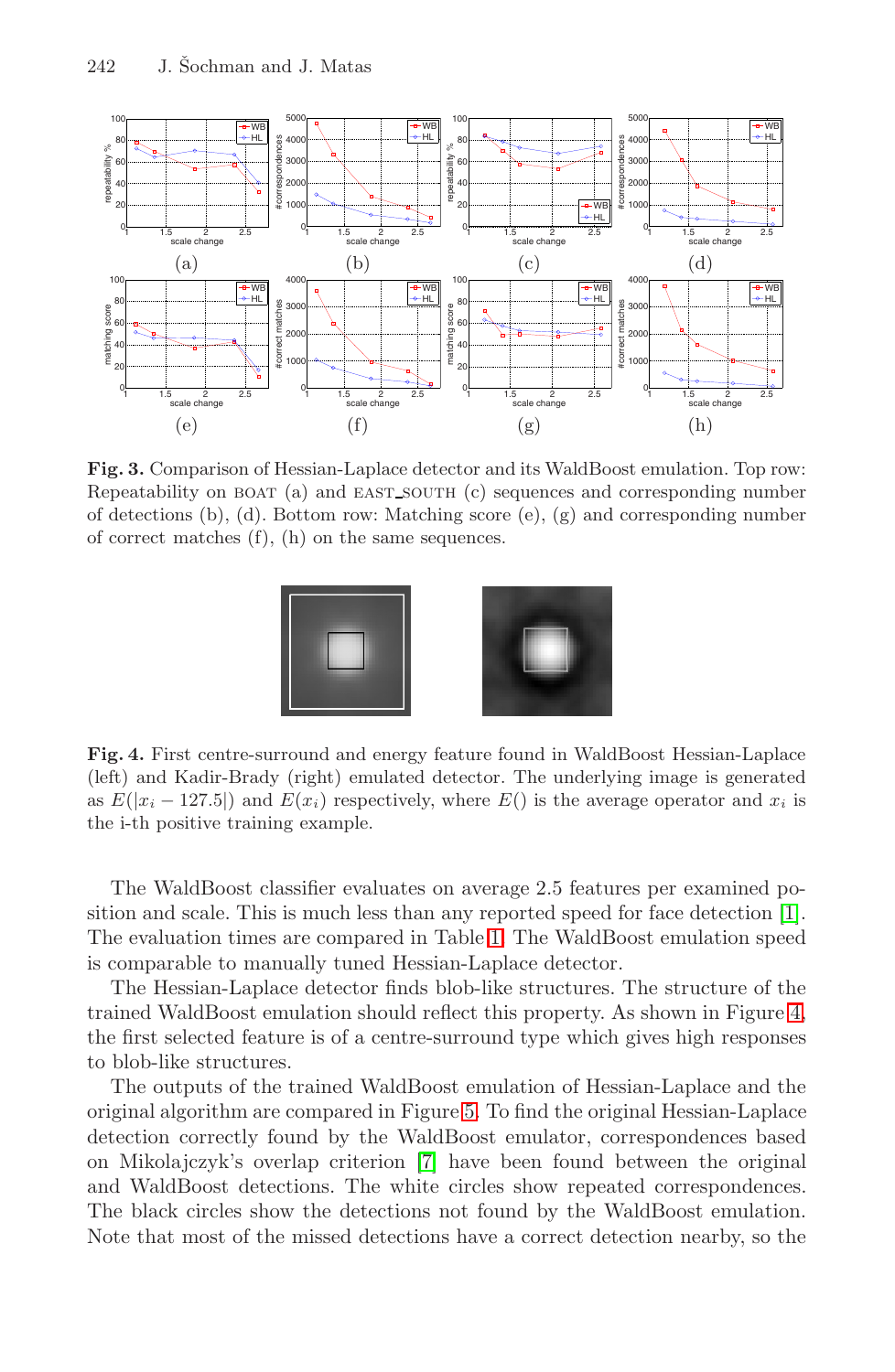100
80
60
40
20
0
repeatability %
1.5 2 2.5
scale change
WB
HL
(a)

5000
4000
3000
2000
1000
0
#correspondences
1.5 2 2.5
scale change
WB
HL
(b)

100
80
60
40
20
0
repeatability %
1.5 2 2.5
scale change
WB
HL
(c)

5000
4000
3000
2000
1000
0
#correspondences
1.5 2 2.5
scale change
WB
HL
(d)

100
80
60
40
20
0
matching score
1.5 2 2.5
scale change
WB
HL
(e)

4000
3000
2000
1000
0
#correct matches
1.5 2 2.5
scale change
WB
HL
(f)

100
80
60
40
20
0
matching score
1.5 2 2.5
scale change
WB
HL
(g)

4000
3000
2000
1000
0
#correct matches
1.5 2 2.5
scale change
WB
HL
(h)

**Fig. 3.** Comparison of Hessian-Laplace detector and its WaldBoost emulation. Top row: Repeatability on BOAT (a) and EAST_SOUTH (c) sequences and corresponding number of detections (b), (d). Bottom row: Matching score (e), (g) and corresponding number of correct matches (f), (h) on the same sequences.

**Fig. 4.** First centre-surround and energy feature found in WaldBoost Hessian-Laplace (left) and Kadir-Brady (right) emulated detector. The underlying image is generated as $E(|x_i - 127.5|)$ and $E(x_i)$ respectively, where $E()$ is the average operator and $x_i$ is the i-th positive training example.

The WaldBoost classifier evaluates on average 2.5 features per examined position and scale. This is much less than any reported speed for face detection [1]. The evaluation times are compared in Table 1. The WaldBoost emulation speed is comparable to manually tuned Hessian-Laplace detector.

The Hessian-Laplace detector finds blob-like structures. The structure of the trained WaldBoost emulation should reflect this property. As shown in Figure 4, the first selected feature is of a centre-surround type which gives high responses to blob-like structures.

The outputs of the trained WaldBoost emulation of Hessian-Laplace and the original algorithm are compared in Figure 5. To find the original Hessian-Laplace detection correctly found by the WaldBoost emulator, correspondences based on Mikolajczyk's overlap criterion [7] have been found between the original and WaldBoost detections. The white circles show repeated correspondences. The black circles show the detections not found by the WaldBoost emulation. Note that most of the missed detections have a correct detection nearby, so the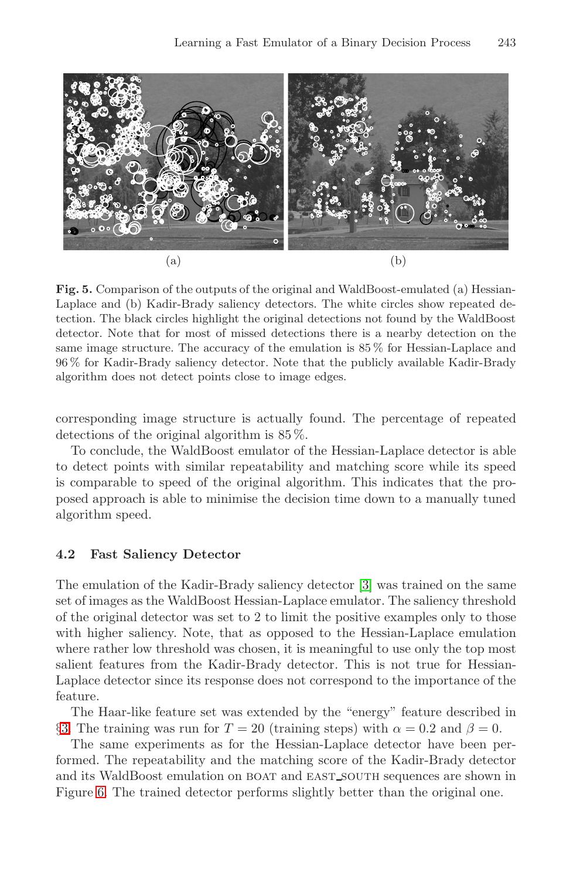(a) (b)

**Fig. 5.** Comparison of the outputs of the original and WaldBoost-emulated (a) Hessian-Laplace and (b) Kadir-Brady saliency detectors. The white circles show repeated detection. The black circles highlight the original detections not found by the WaldBoost detector. Note that for most of missed detections there is a nearby detection on the same image structure. The accuracy of the emulation is 85 % for Hessian-Laplace and 96 % for Kadir-Brady saliency detector. Note that the publicly available Kadir-Brady algorithm does not detect points close to image edges.

corresponding image structure is actually found. The percentage of repeated detections of the original algorithm is 85 %.

To conclude, the WaldBoost emulator of the Hessian-Laplace detector is able to detect points with similar repeatability and matching score while its speed is comparable to speed of the original algorithm. This indicates that the proposed approach is able to minimise the decision time down to a manually tuned algorithm speed.

### 4.2 Fast Saliency Detector

The emulation of the Kadir-Brady saliency detector [3] was trained on the same set of images as the WaldBoost Hessian-Laplace emulator. The saliency threshold of the original detector was set to 2 to limit the positive examples only to those with higher saliency. Note, that as opposed to the Hessian-Laplace emulation where rather low threshold was chosen, it is meaningful to use only the top most salient features from the Kadir-Brady detector. This is not true for Hessian-Laplace detector since its response does not correspond to the importance of the feature.

The Haar-like feature set was extended by the "energy" feature described in §3. The training was run for $T = 20$ (training steps) with $\alpha = 0.2$ and $\beta = 0$.

The same experiments as for the Hessian-Laplace detector have been performed. The repeatability and the matching score of the Kadir-Brady detector and its WaldBoost emulation on BOAT and EAST_SOUTH sequences are shown in Figure 6. The trained detector performs slightly better than the original one.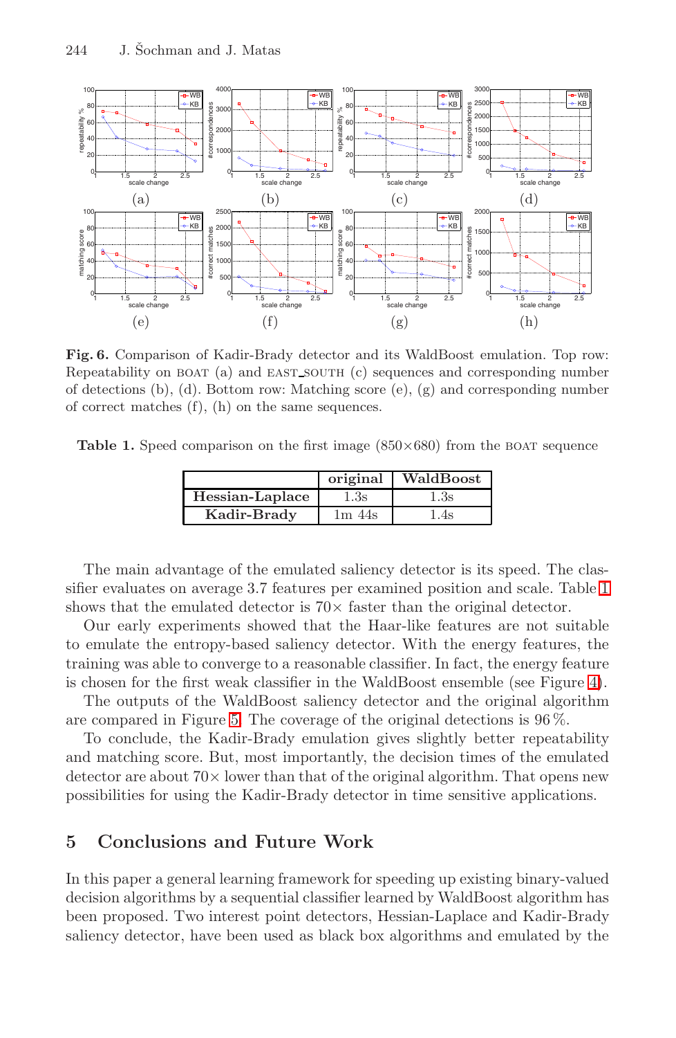100
80
60
40
20
0
repeatability %
1.5 2 2.5
scale change
WB
KB
(a)

4000
3000
2000
1000
0
#correspondences
1.5 2 2.5
scale change
WB
KB
(b)

100
80
60
40
20
0
repeatability %
1.5 2 2.5
scale change
WB
KB
(c)

3000
2500
2000
1500
1000
500
0
#correspondences
1.5 2 2.5
scale change
WB
KB
(d)

100
80
60
40
20
0
matching score
1.5 2 2.5
scale change
WB
KB
(e)

2500
2000
1500
1000
500
0
#correct matches
1.5 2 2.5
scale change
WB
KB
(f)

100
80
60
40
20
0
matching score
1.5 2 2.5
scale change
WB
KB
(g)

2000
1500
1000
500
0
#correct matches
1.5 2 2.5
scale change
WB
KB
(h)

**Fig. 6.** Comparison of Kadir-Brady detector and its WaldBoost emulation. Top row: Repeatability on BOAT (a) and EAST_SOUTH (c) sequences and corresponding number of detections (b), (d). Bottom row: Matching score (e), (g) and corresponding number of correct matches (f), (h) on the same sequences.

**Table 1.** Speed comparison on the first image (850×680) from the BOAT sequence

| | **original** | **WaldBoost** |
|---|---|---|
| **Hessian-Laplace** | 1.3s | 1.3s |
| **Kadir-Brady** | 1m 44s | 1.4s |

The main advantage of the emulated saliency detector is its speed. The classifier evaluates on average 3.7 features per examined position and scale. Table 1 shows that the emulated detector is 70× faster than the original detector.

Our early experiments showed that the Haar-like features are not suitable to emulate the entropy-based saliency detector. With the energy features, the training was able to converge to a reasonable classifier. In fact, the energy feature is chosen for the first weak classifier in the WaldBoost ensemble (see Figure 4).

The outputs of the WaldBoost saliency detector and the original algorithm are compared in Figure 5. The coverage of the original detections is 96 %.

To conclude, the Kadir-Brady emulation gives slightly better repeatability and matching score. But, most importantly, the decision times of the emulated detector are about 70× lower than that of the original algorithm. That opens new possibilities for using the Kadir-Brady detector in time sensitive applications.

## 5 Conclusions and Future Work

In this paper a general learning framework for speeding up existing binary-valued decision algorithms by a sequential classifier learned by WaldBoost algorithm has been proposed. Two interest point detectors, Hessian-Laplace and Kadir-Brady saliency detector, have been used as black box algorithms and emulated by the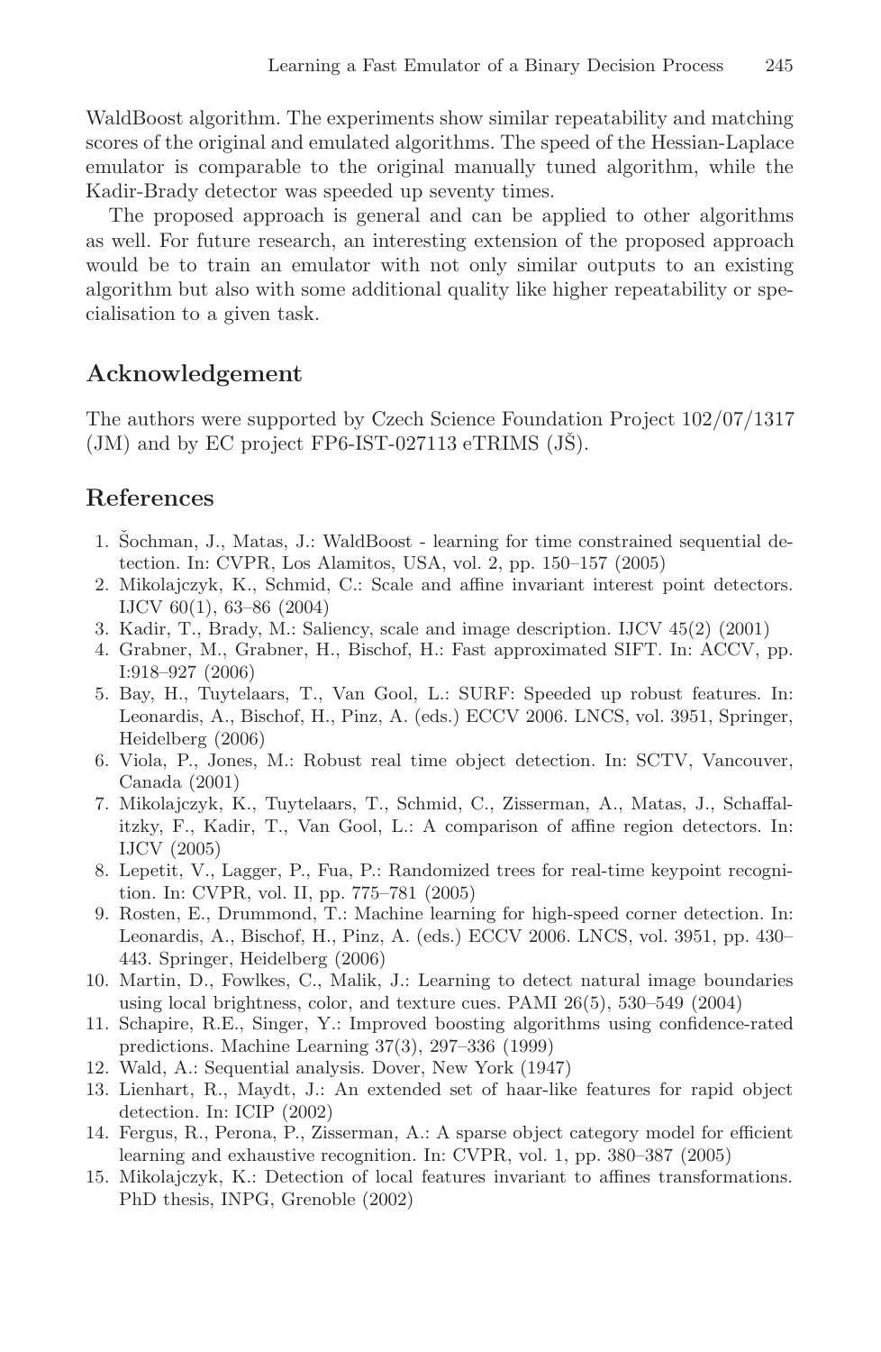WaldBoost algorithm. The experiments show similar repeatability and matching scores of the original and emulated algorithms. The speed of the Hessian-Laplace emulator is comparable to the original manually tuned algorithm, while the Kadir-Brady detector was speeded up seventy times.

The proposed approach is general and can be applied to other algorithms as well. For future research, an interesting extension of the proposed approach would be to train an emulator with not only similar outputs to an existing algorithm but also with some additional quality like higher repeatability or specialisation to a given task.

## Acknowledgement

The authors were supported by Czech Science Foundation Project 102/07/1317 (JM) and by EC project FP6-IST-027113 eTRIMS (JŠ).

## References

1. Šochman, J., Matas, J.: WaldBoost - learning for time constrained sequential detection. In: CVPR, Los Alamitos, USA, vol. 2, pp. 150–157 (2005)
2. Mikolajczyk, K., Schmid, C.: Scale and affine invariant interest point detectors. IJCV 60(1), 63–86 (2004)
3. Kadir, T., Brady, M.: Saliency, scale and image description. IJCV 45(2) (2001)
4. Grabner, M., Grabner, H., Bischof, H.: Fast approximated SIFT. In: ACCV, pp. I:918–927 (2006)
5. Bay, H., Tuytelaars, T., Van Gool, L.: SURF: Speeded up robust features. In: Leonardis, A., Bischof, H., Pinz, A. (eds.) ECCV 2006. LNCS, vol. 3951, Springer, Heidelberg (2006)
6. Viola, P., Jones, M.: Robust real time object detection. In: SCTV, Vancouver, Canada (2001)
7. Mikolajczyk, K., Tuytelaars, T., Schmid, C., Zisserman, A., Matas, J., Schaffalitzky, F., Kadir, T., Van Gool, L.: A comparison of affine region detectors. In: IJCV (2005)
8. Lepetit, V., Lagger, P., Fua, P.: Randomized trees for real-time keypoint recognition. In: CVPR, vol. II, pp. 775–781 (2005)
9. Rosten, E., Drummond, T.: Machine learning for high-speed corner detection. In: Leonardis, A., Bischof, H., Pinz, A. (eds.) ECCV 2006. LNCS, vol. 3951, pp. 430–443. Springer, Heidelberg (2006)
10. Martin, D., Fowlkes, C., Malik, J.: Learning to detect natural image boundaries using local brightness, color, and texture cues. PAMI 26(5), 530–549 (2004)
11. Schapire, R.E., Singer, Y.: Improved boosting algorithms using confidence-rated predictions. Machine Learning 37(3), 297–336 (1999)
12. Wald, A.: Sequential analysis. Dover, New York (1947)
13. Lienhart, R., Maydt, J.: An extended set of haar-like features for rapid object detection. In: ICIP (2002)
14. Fergus, R., Perona, P., Zisserman, A.: A sparse object category model for efficient learning and exhaustive recognition. In: CVPR, vol. 1, pp. 380–387 (2005)
15. Mikolajczyk, K.: Detection of local features invariant to affines transformations. PhD thesis, INPG, Grenoble (2002)